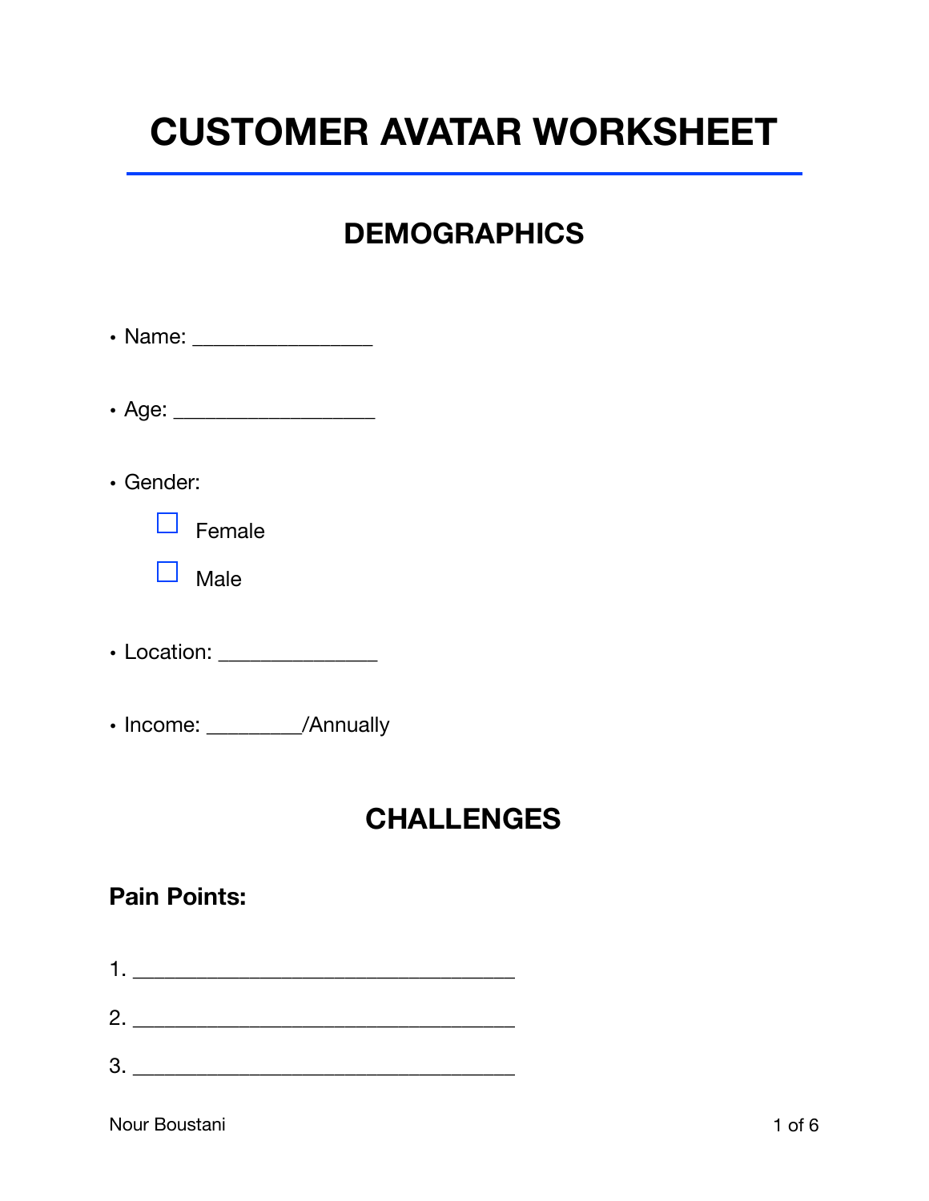# CUSTOMER AVATAR WORKSHEET

## DEMOGRAPHICS

- Name: ________________
- Age: __________________
- Gender:
  - ☐ Female
  - ☐ Male
- Location: ______________
- Income: ________/Annually

## CHALLENGES

### Pain Points:

1. __________________________________
2. __________________________________
3. __________________________________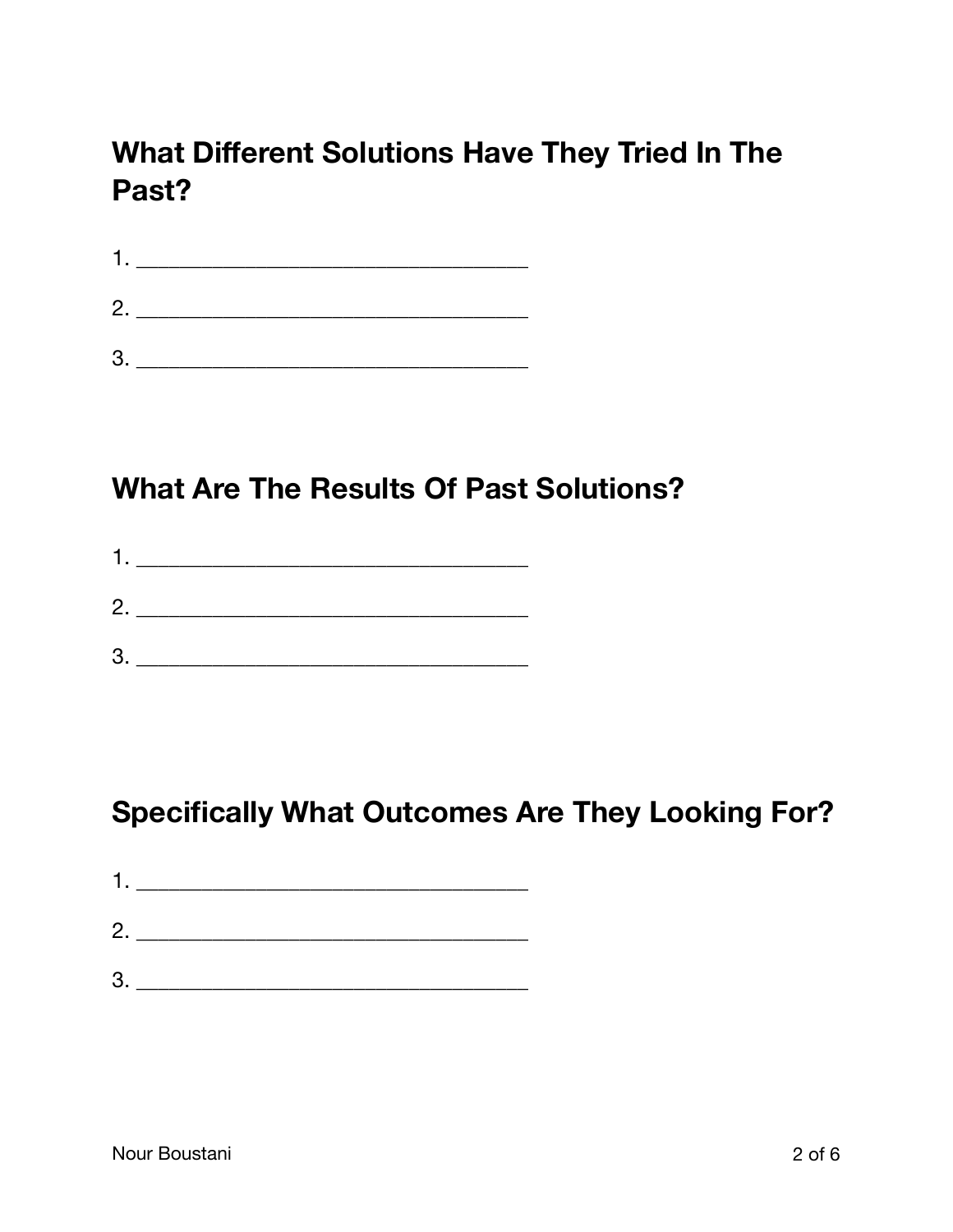## What Different Solutions Have They Tried In The Past?

1. ___________________________________
2. ___________________________________
3. ___________________________________

## What Are The Results Of Past Solutions?

1. ___________________________________
2. ___________________________________
3. ___________________________________

## Specifically What Outcomes Are They Looking For?

1. ___________________________________
2. ___________________________________
3. ___________________________________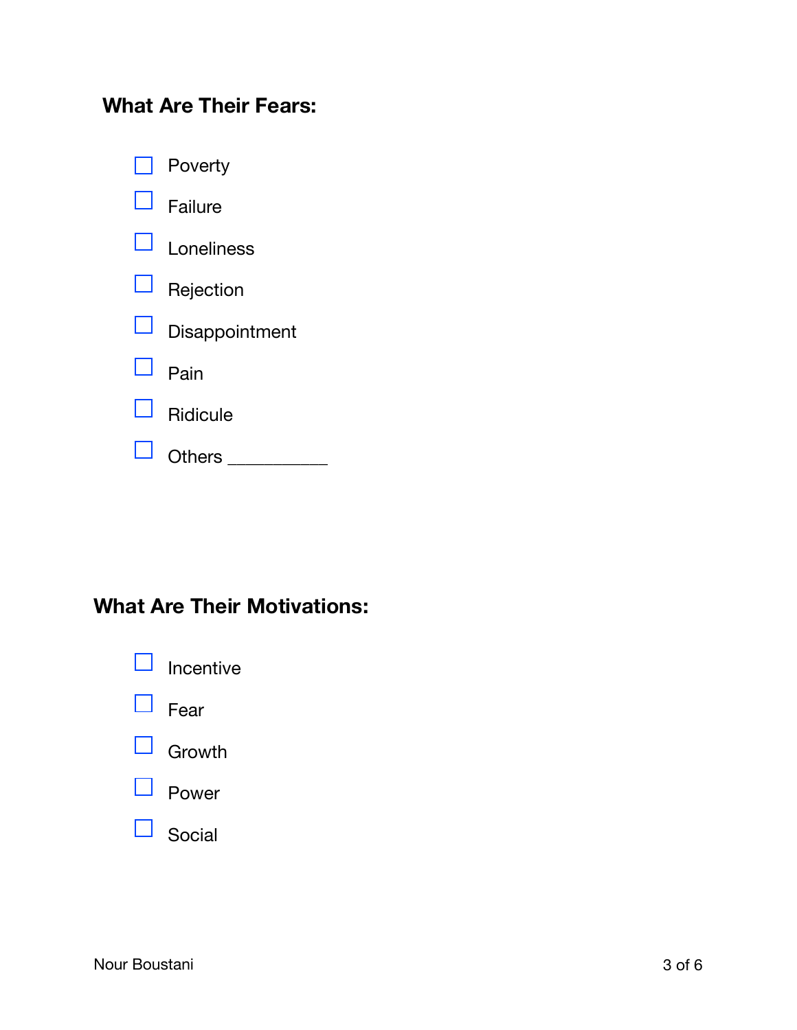## What Are Their Fears:

- [ ] Poverty
- [ ] Failure
- [ ] Loneliness
- [ ] Rejection
- [ ] Disappointment
- [ ] Pain
- [ ] Ridicule
- [ ] Others __________

## What Are Their Motivations:

- [ ] Incentive
- [ ] Fear
- [ ] Growth
- [ ] Power
- [ ] Social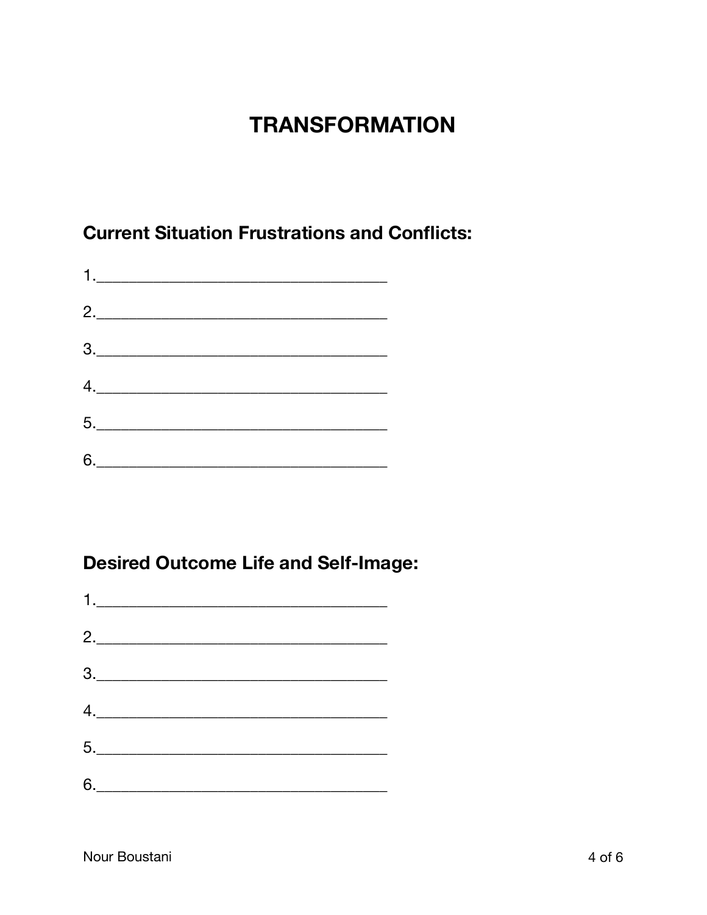# TRANSFORMATION

## Current Situation Frustrations and Conflicts:

1.___________________________________

2.___________________________________

3.___________________________________

4.___________________________________

5.___________________________________

6.___________________________________

## Desired Outcome Life and Self-Image:

1.___________________________________

2.___________________________________

3.___________________________________

4.___________________________________

5.___________________________________

6.___________________________________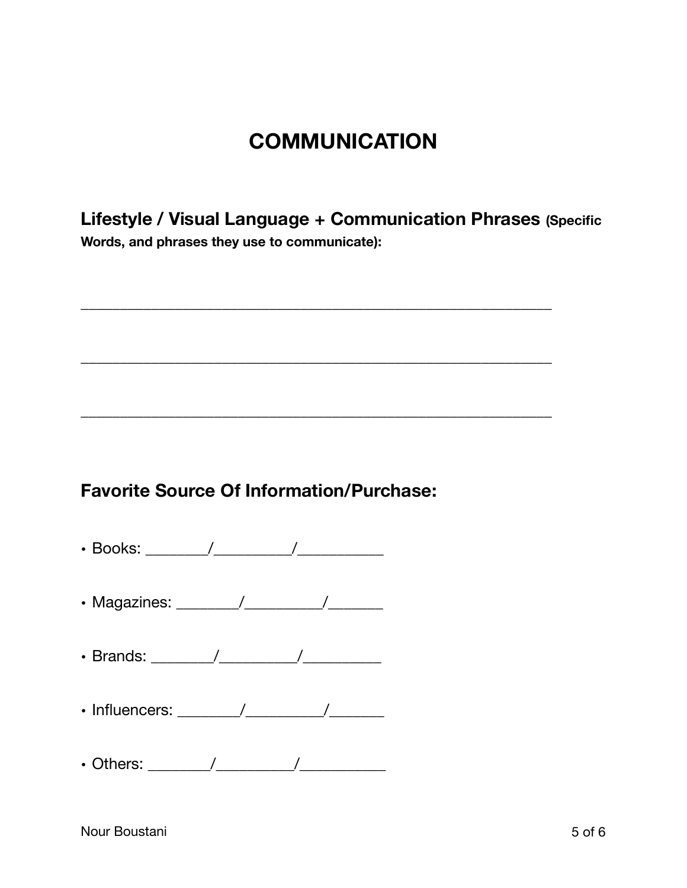# COMMUNICATION

## Lifestyle / Visual Language + Communication Phrases **(Specific Words, and phrases they use to communicate):**

_______________________________________________________________

_______________________________________________________________

_______________________________________________________________

## Favorite Source Of Information/Purchase:

- Books: ________/__________/___________
- Magazines: ________/__________/_______
- Brands: ________/__________/__________
- Influencers: ________/__________/_______
- Others: ________/__________/___________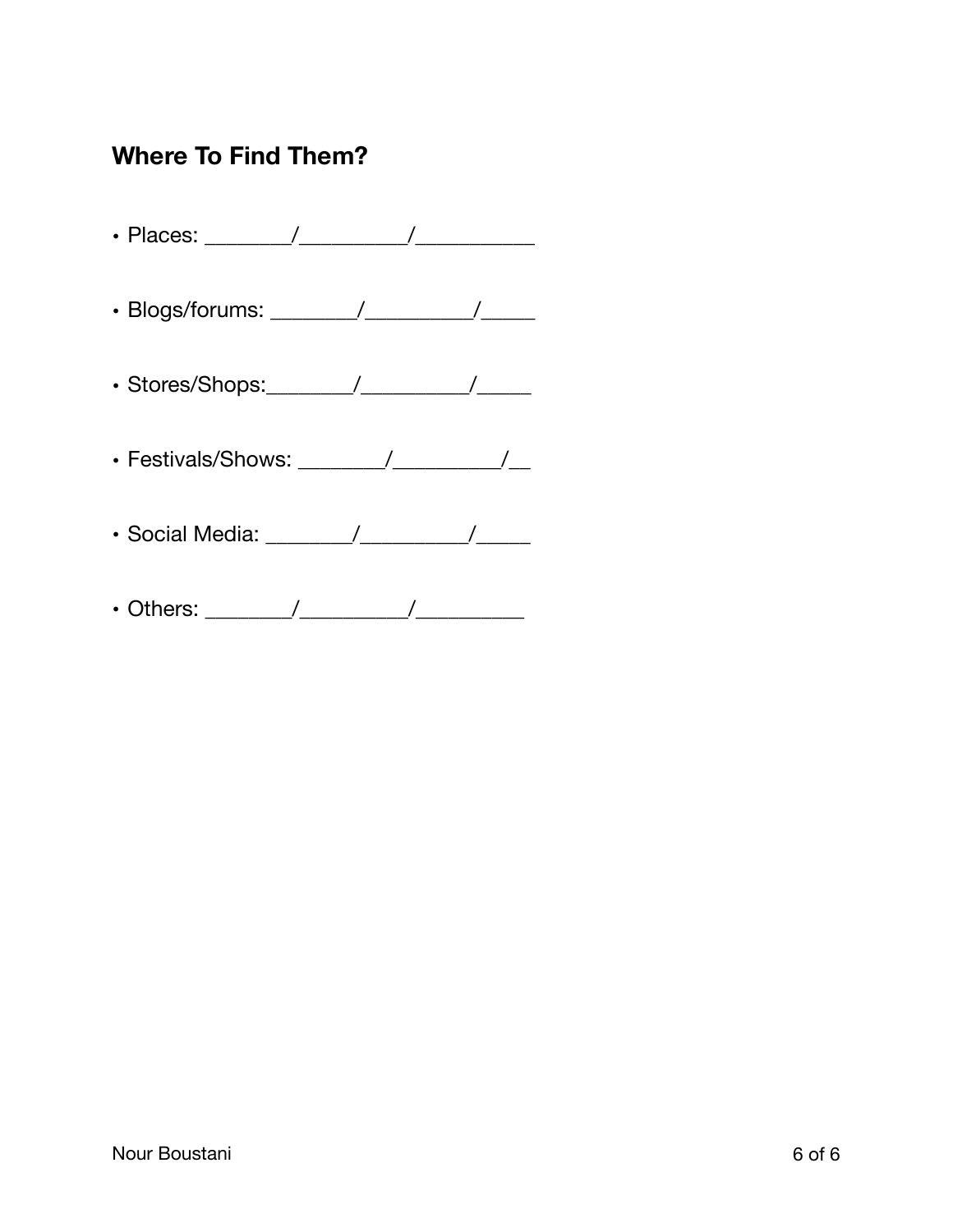## Where To Find Them?

- Places: ________/__________/___________
- Blogs/forums: ________/__________/_____
- Stores/Shops:________/__________/_____
- Festivals/Shows: ________/__________/__
- Social Media: ________/__________/_____
- Others: ________/__________/__________